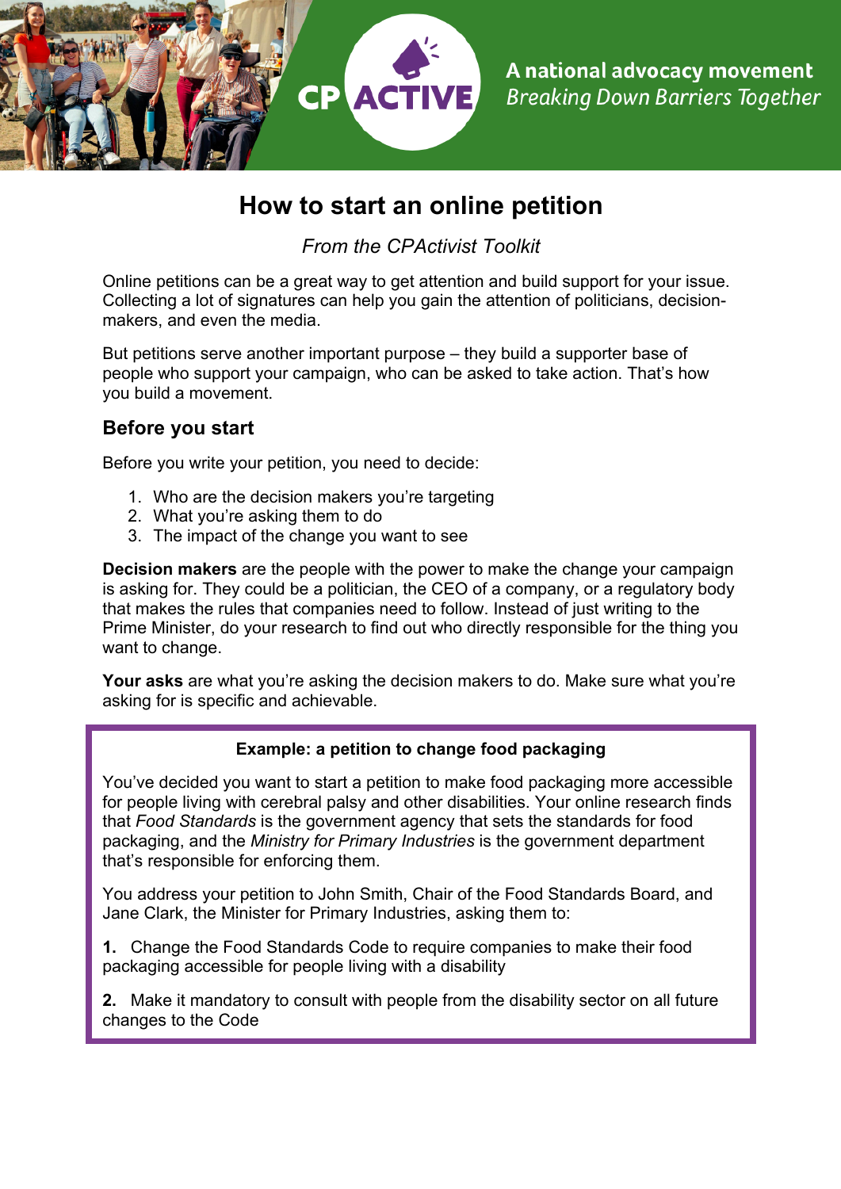CP ACTIVE

A national advocacy movement
*Breaking Down Barriers Together*

# How to start an online petition

*From the CPActivist Toolkit*

Online petitions can be a great way to get attention and build support for your issue. Collecting a lot of signatures can help you gain the attention of politicians, decision-makers, and even the media.

But petitions serve another important purpose – they build a supporter base of people who support your campaign, who can be asked to take action. That's how you build a movement.

## Before you start

Before you write your petition, you need to decide:

1. Who are the decision makers you're targeting
2. What you're asking them to do
3. The impact of the change you want to see

**Decision makers** are the people with the power to make the change your campaign is asking for. They could be a politician, the CEO of a company, or a regulatory body that makes the rules that companies need to follow. Instead of just writing to the Prime Minister, do your research to find out who directly responsible for the thing you want to change.

**Your asks** are what you're asking the decision makers to do. Make sure what you're asking for is specific and achievable.

**Example: a petition to change food packaging**

You've decided you want to start a petition to make food packaging more accessible for people living with cerebral palsy and other disabilities. Your online research finds that *Food Standards* is the government agency that sets the standards for food packaging, and the *Ministry for Primary Industries* is the government department that's responsible for enforcing them.

You address your petition to John Smith, Chair of the Food Standards Board, and Jane Clark, the Minister for Primary Industries, asking them to:

**1.** Change the Food Standards Code to require companies to make their food packaging accessible for people living with a disability

**2.** Make it mandatory to consult with people from the disability sector on all future changes to the Code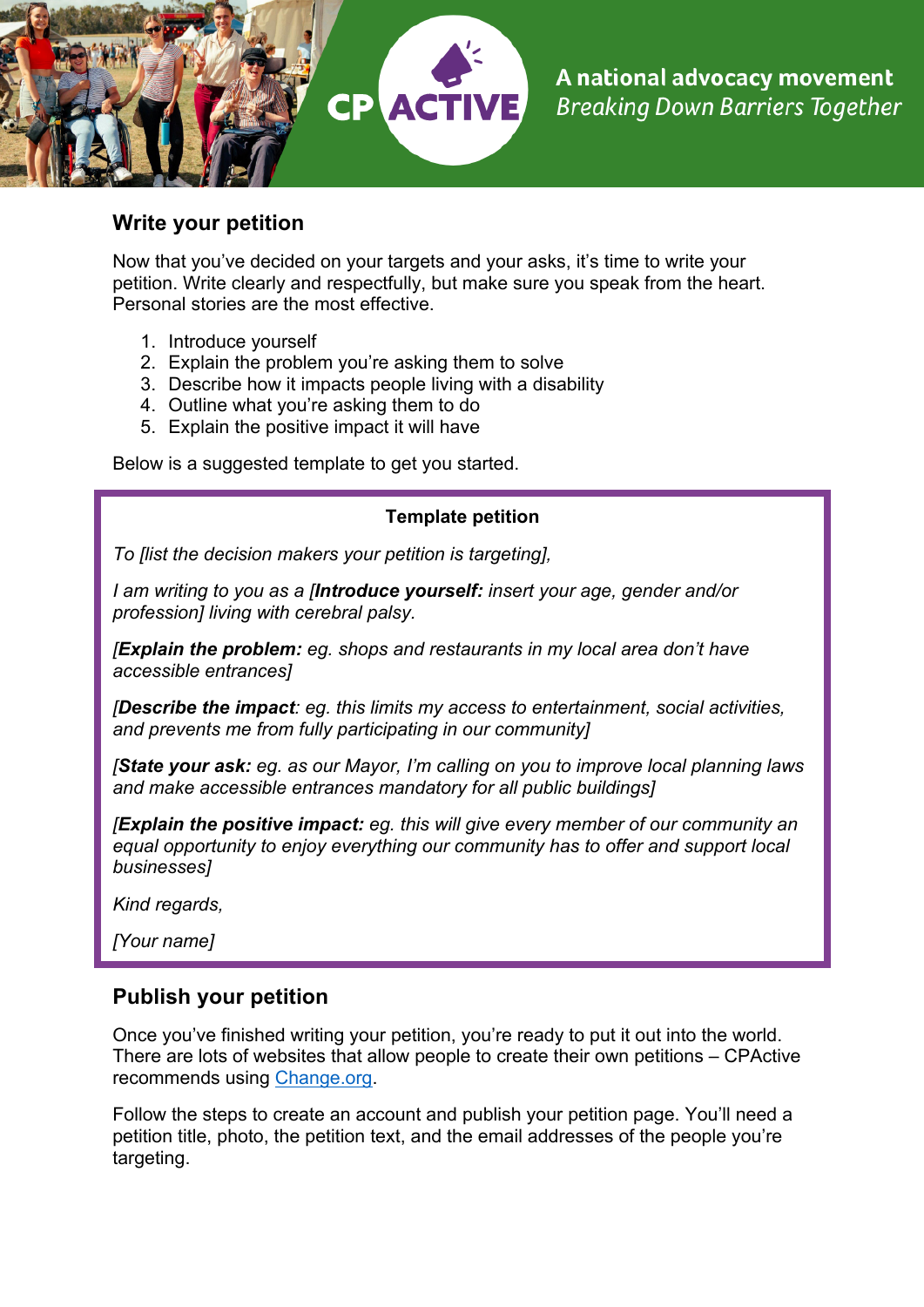## Write your petition

Now that you've decided on your targets and your asks, it's time to write your petition. Write clearly and respectfully, but make sure you speak from the heart. Personal stories are the most effective.

1. Introduce yourself
2. Explain the problem you're asking them to solve
3. Describe how it impacts people living with a disability
4. Outline what you're asking them to do
5. Explain the positive impact it will have

Below is a suggested template to get you started.

**Template petition**

*To [list the decision makers your petition is targeting],*

*I am writing to you as a [**Introduce yourself:** insert your age, gender and/or profession] living with cerebral palsy.*

*[**Explain the problem:** eg. shops and restaurants in my local area don't have accessible entrances]*

*[**Describe the impact**: eg. this limits my access to entertainment, social activities, and prevents me from fully participating in our community]*

*[**State your ask:** eg. as our Mayor, I'm calling on you to improve local planning laws and make accessible entrances mandatory for all public buildings]*

*[**Explain the positive impact:** eg. this will give every member of our community an equal opportunity to enjoy everything our community has to offer and support local businesses]*

*Kind regards,*

*[Your name]*

## Publish your petition

Once you've finished writing your petition, you're ready to put it out into the world. There are lots of websites that allow people to create their own petitions – CPActive recommends using Change.org.

Follow the steps to create an account and publish your petition page. You'll need a petition title, photo, the petition text, and the email addresses of the people you're targeting.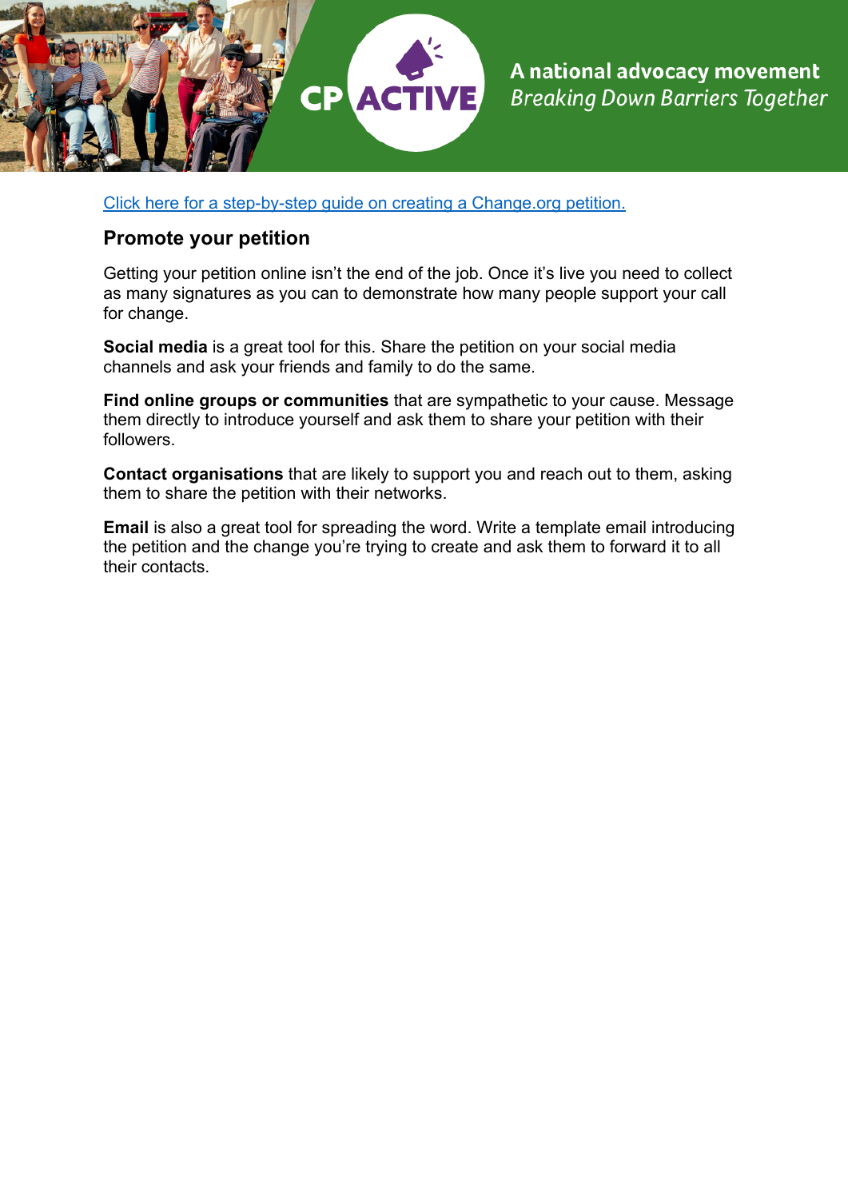[Click here for a step-by-step guide on creating a Change.org petition.]

## Promote your petition

Getting your petition online isn't the end of the job. Once it's live you need to collect as many signatures as you can to demonstrate how many people support your call for change.

**Social media** is a great tool for this. Share the petition on your social media channels and ask your friends and family to do the same.

**Find online groups or communities** that are sympathetic to your cause. Message them directly to introduce yourself and ask them to share your petition with their followers.

**Contact organisations** that are likely to support you and reach out to them, asking them to share the petition with their networks.

**Email** is also a great tool for spreading the word. Write a template email introducing the petition and the change you're trying to create and ask them to forward it to all their contacts.